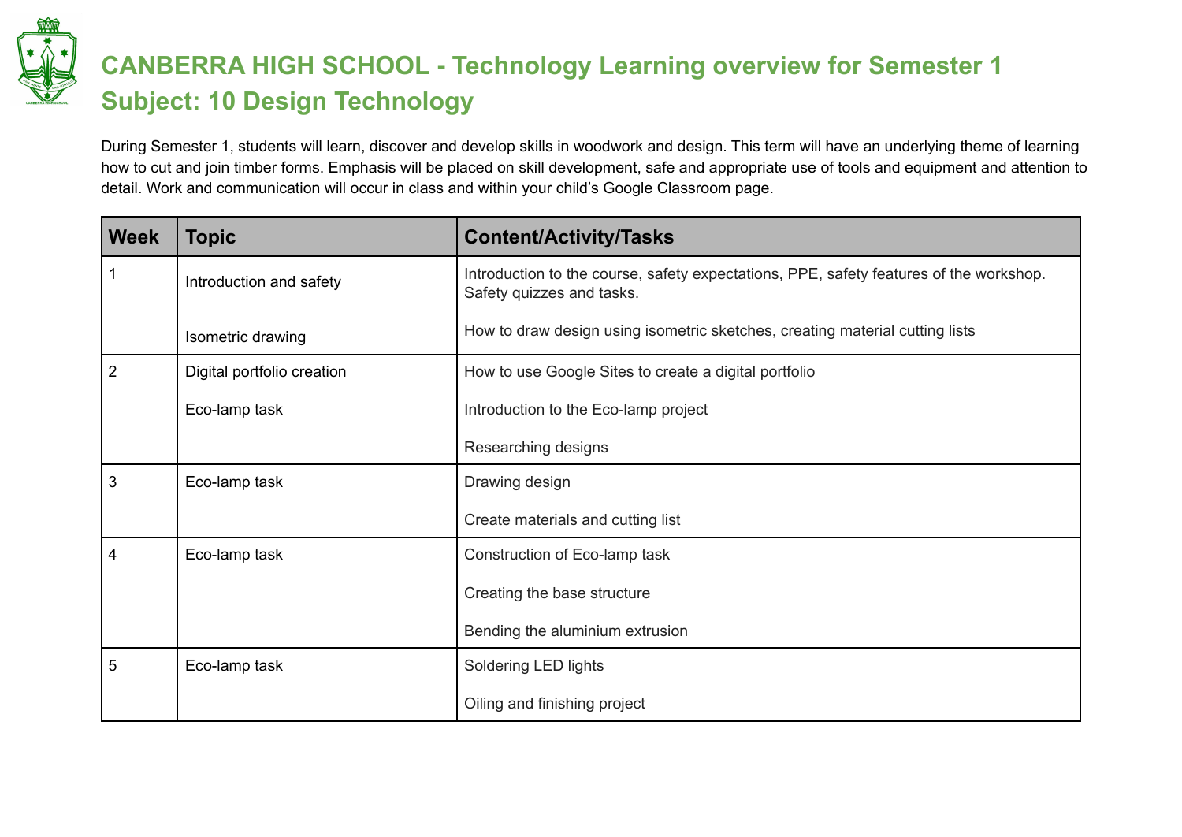# CANBERRA HIGH SCHOOL - Technology Learning overview for Semester 1
## Subject: 10 Design Technology

During Semester 1, students will learn, discover and develop skills in woodwork and design. This term will have an underlying theme of learning how to cut and join timber forms. Emphasis will be placed on skill development, safe and appropriate use of tools and equipment and attention to detail. Work and communication will occur in class and within your child's Google Classroom page.

| Week | Topic | Content/Activity/Tasks |
|---|---|---|
| 1 | Introduction and safety<br><br>Isometric drawing | Introduction to the course, safety expectations, PPE, safety features of the workshop. Safety quizzes and tasks.<br><br>How to draw design using isometric sketches, creating material cutting lists |
| 2 | Digital portfolio creation<br><br>Eco-lamp task | How to use Google Sites to create a digital portfolio<br><br>Introduction to the Eco-lamp project<br><br>Researching designs |
| 3 | Eco-lamp task | Drawing design<br><br>Create materials and cutting list |
| 4 | Eco-lamp task | Construction of Eco-lamp task<br><br>Creating the base structure<br><br>Bending the aluminium extrusion |
| 5 | Eco-lamp task | Soldering LED lights<br><br>Oiling and finishing project |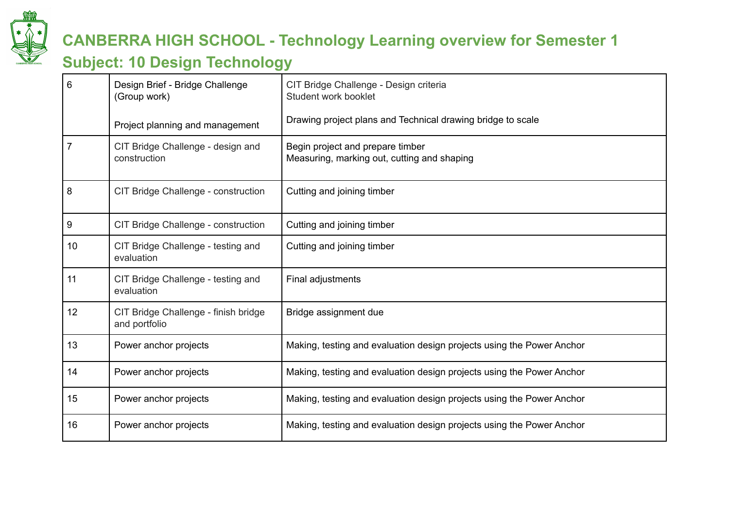# CANBERRA HIGH SCHOOL - Technology Learning overview for Semester 1

## Subject: 10 Design Technology

| | | |
|---|---|---|
| 6 | Design Brief - Bridge Challenge (Group work)<br><br>Project planning and management | CIT Bridge Challenge - Design criteria<br>Student work booklet<br><br>Drawing project plans and Technical drawing bridge to scale |
| 7 | CIT Bridge Challenge - design and construction | Begin project and prepare timber<br>Measuring, marking out, cutting and shaping |
| 8 | CIT Bridge Challenge - construction | Cutting and joining timber |
| 9 | CIT Bridge Challenge - construction | Cutting and joining timber |
| 10 | CIT Bridge Challenge - testing and evaluation | Cutting and joining timber |
| 11 | CIT Bridge Challenge - testing and evaluation | Final adjustments |
| 12 | CIT Bridge Challenge - finish bridge and portfolio | Bridge assignment due |
| 13 | Power anchor projects | Making, testing and evaluation design projects using the Power Anchor |
| 14 | Power anchor projects | Making, testing and evaluation design projects using the Power Anchor |
| 15 | Power anchor projects | Making, testing and evaluation design projects using the Power Anchor |
| 16 | Power anchor projects | Making, testing and evaluation design projects using the Power Anchor |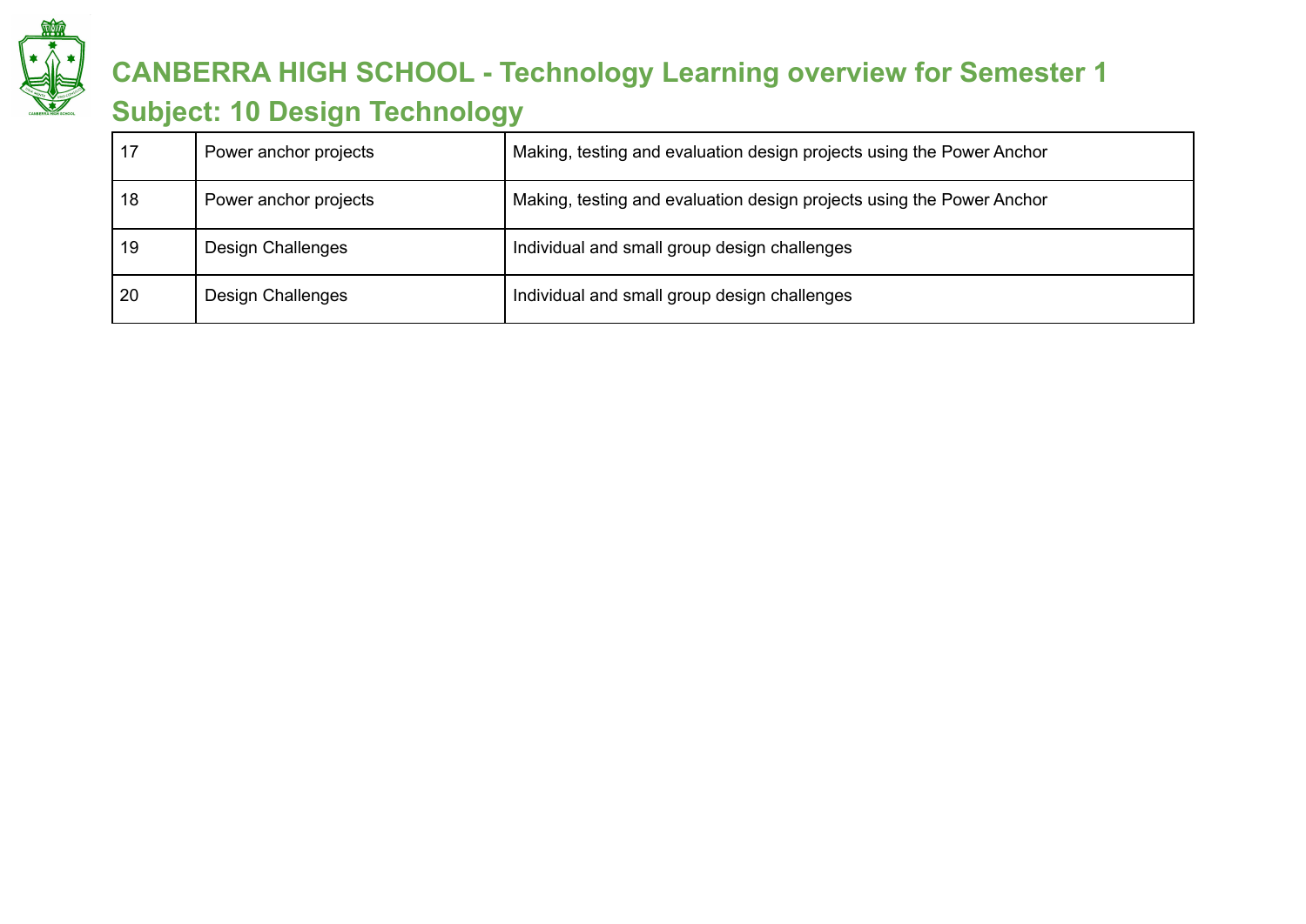# CANBERRA HIGH SCHOOL - Technology Learning overview for Semester 1

## Subject: 10 Design Technology

| | | |
|---|---|---|
| 17 | Power anchor projects | Making, testing and evaluation design projects using the Power Anchor |
| 18 | Power anchor projects | Making, testing and evaluation design projects using the Power Anchor |
| 19 | Design Challenges | Individual and small group design challenges |
| 20 | Design Challenges | Individual and small group design challenges |